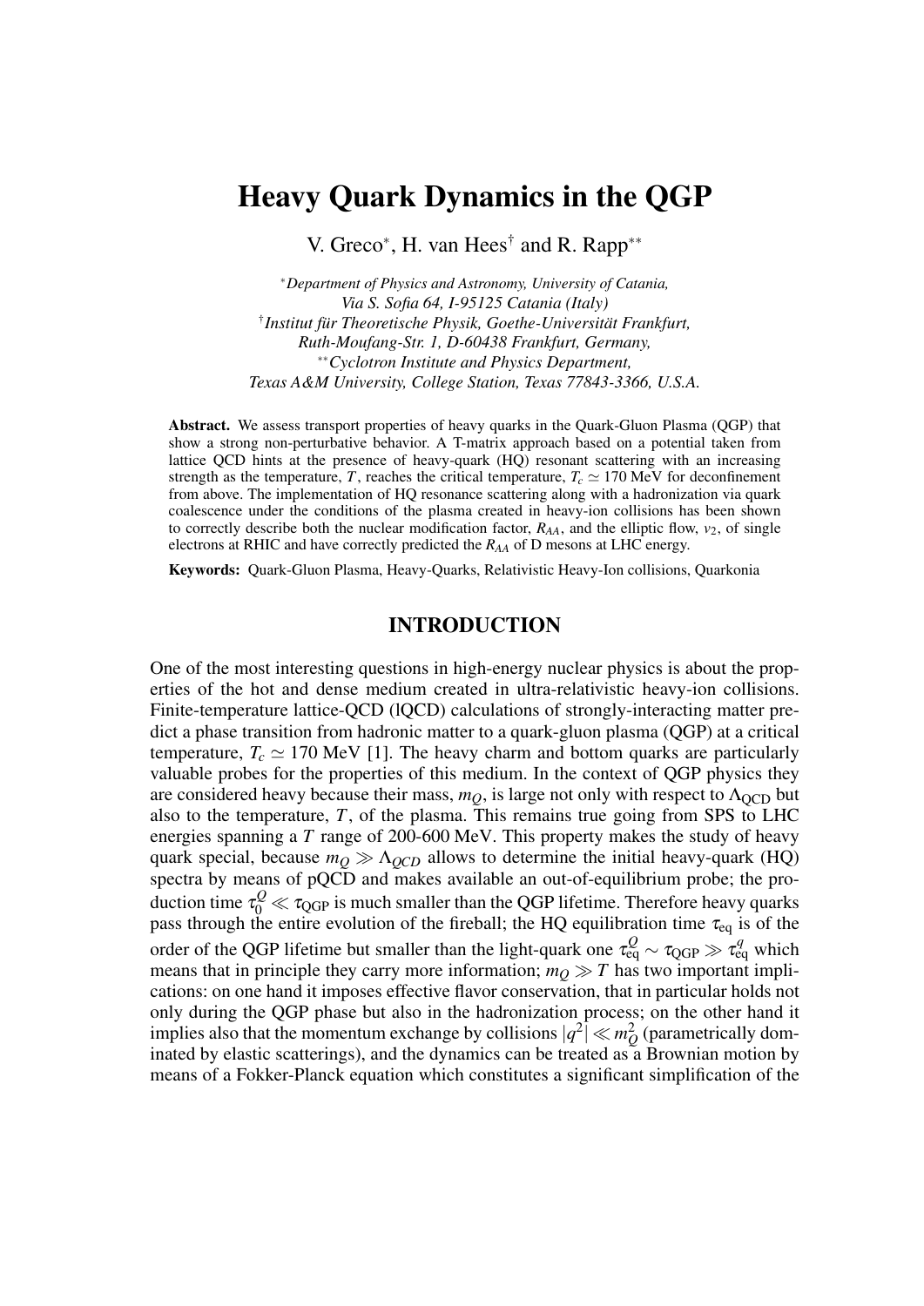# Heavy Quark Dynamics in the QGP

V. Greco[*], H. van Hees[†] and R. Rapp[**]

[*] *Department of Physics and Astronomy, University of Catania, Via S. Sofia 64, I-95125 Catania (Italy)*
[†] *Institut für Theoretische Physik, Goethe-Universität Frankfurt, Ruth-Moufang-Str. 1, D-60438 Frankfurt, Germany,*
[**] *Cyclotron Institute and Physics Department, Texas A&M University, College Station, Texas 77843-3366, U.S.A.*

**Abstract.** We assess transport properties of heavy quarks in the Quark-Gluon Plasma (QGP) that show a strong non-perturbative behavior. A T-matrix approach based on a potential taken from lattice QCD hints at the presence of heavy-quark (HQ) resonant scattering with an increasing strength as the temperature, $T$, reaches the critical temperature, $T_c \simeq 170$ MeV for deconfinement from above. The implementation of HQ resonance scattering along with a hadronization via quark coalescence under the conditions of the plasma created in heavy-ion collisions has been shown to correctly describe both the nuclear modification factor, $R_{AA}$, and the elliptic flow, $v_2$, of single electrons at RHIC and have correctly predicted the $R_{AA}$ of D mesons at LHC energy.

**Keywords:** Quark-Gluon Plasma, Heavy-Quarks, Relativistic Heavy-Ion collisions, Quarkonia

## INTRODUCTION

One of the most interesting questions in high-energy nuclear physics is about the properties of the hot and dense medium created in ultra-relativistic heavy-ion collisions. Finite-temperature lattice-QCD (lQCD) calculations of strongly-interacting matter predict a phase transition from hadronic matter to a quark-gluon plasma (QGP) at a critical temperature, $T_c \simeq 170$ MeV [1]. The heavy charm and bottom quarks are particularly valuable probes for the properties of this medium. In the context of QGP physics they are considered heavy because their mass, $m_Q$, is large not only with respect to $\Lambda_{\rm QCD}$ but also to the temperature, $T$, of the plasma. This remains true going from SPS to LHC energies spanning a $T$ range of 200-600 MeV. This property makes the study of heavy quark special, because $m_Q \gg \Lambda_{QCD}$ allows to determine the initial heavy-quark (HQ) spectra by means of pQCD and makes available an out-of-equilibrium probe; the production time $\tau_0^Q \ll \tau_{\rm QGP}$ is much smaller than the QGP lifetime. Therefore heavy quarks pass through the entire evolution of the fireball; the HQ equilibration time $\tau_{\rm eq}$ is of the order of the QGP lifetime but smaller than the light-quark one $\tau_{\rm eq}^Q \sim \tau_{\rm QGP} \gg \tau_{\rm eq}^q$ which means that in principle they carry more information; $m_Q \gg T$ has two important implications: on one hand it imposes effective flavor conservation, that in particular holds not only during the QGP phase but also in the hadronization process; on the other hand it implies also that the momentum exchange by collisions $|q^2| \ll m_Q^2$ (parametrically dominated by elastic scatterings), and the dynamics can be treated as a Brownian motion by means of a Fokker-Planck equation which constitutes a significant simplification of the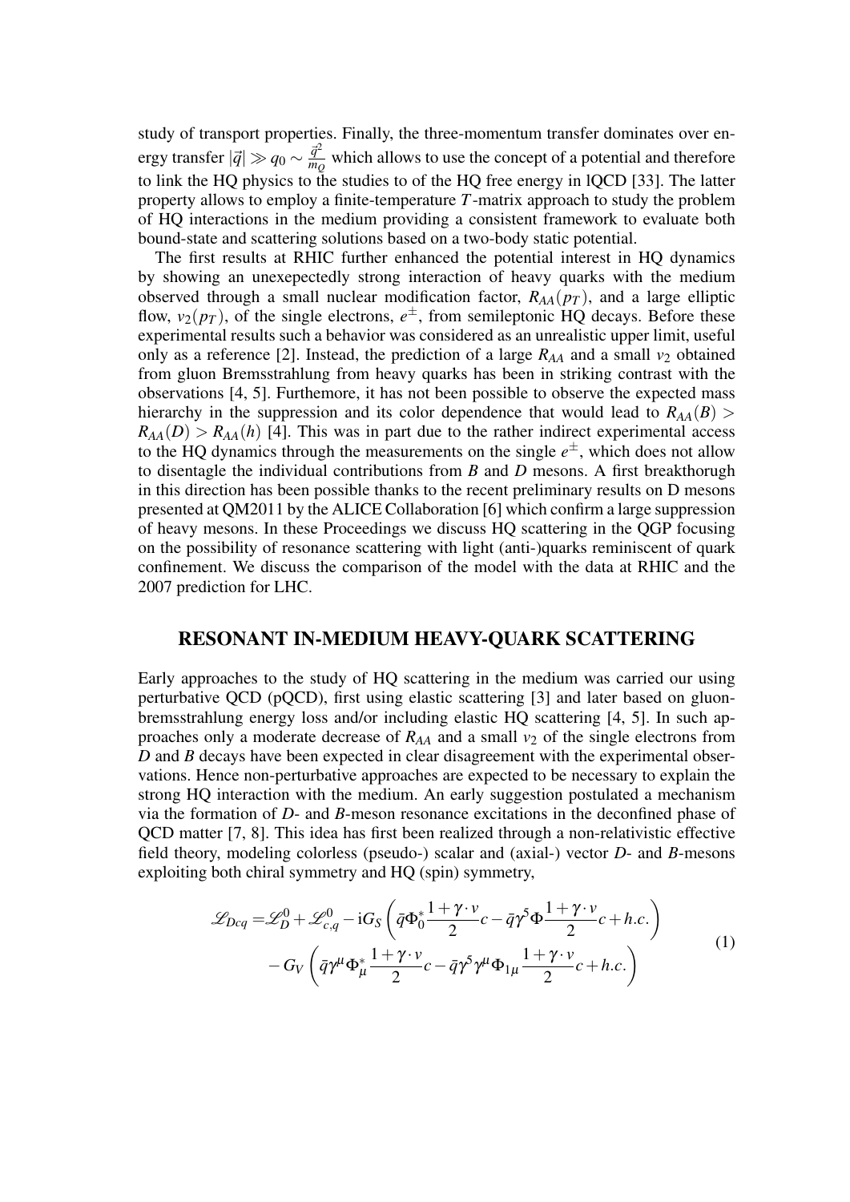study of transport properties. Finally, the three-momentum transfer dominates over energy transfer $|\vec{q}| \gg q_0 \sim \frac{\vec{q}^2}{m_Q}$ which allows to use the concept of a potential and therefore to link the HQ physics to the studies to of the HQ free energy in lQCD [33]. The latter property allows to employ a finite-temperature $T$-matrix approach to study the problem of HQ interactions in the medium providing a consistent framework to evaluate both bound-state and scattering solutions based on a two-body static potential.

The first results at RHIC further enhanced the potential interest in HQ dynamics by showing an unexepectedly strong interaction of heavy quarks with the medium observed through a small nuclear modification factor, $R_{AA}(p_T)$, and a large elliptic flow, $v_2(p_T)$, of the single electrons, $e^{\pm}$, from semileptonic HQ decays. Before these experimental results such a behavior was considered as an unrealistic upper limit, useful only as a reference [2]. Instead, the prediction of a large $R_{AA}$ and a small $v_2$ obtained from gluon Bremsstrahlung from heavy quarks has been in striking contrast with the observations [4, 5]. Furthemore, it has not been possible to observe the expected mass hierarchy in the suppression and its color dependence that would lead to $R_{AA}(B) > R_{AA}(D) > R_{AA}(h)$ [4]. This was in part due to the rather indirect experimental access to the HQ dynamics through the measurements on the single $e^{\pm}$, which does not allow to disentagle the individual contributions from $B$ and $D$ mesons. A first breakthorugh in this direction has been possible thanks to the recent preliminary results on D mesons presented at QM2011 by the ALICE Collaboration [6] which confirm a large suppression of heavy mesons. In these Proceedings we discuss HQ scattering in the QGP focusing on the possibility of resonance scattering with light (anti-)quarks reminiscent of quark confinement. We discuss the comparison of the model with the data at RHIC and the 2007 prediction for LHC.

## RESONANT IN-MEDIUM HEAVY-QUARK SCATTERING

Early approaches to the study of HQ scattering in the medium was carried our using perturbative QCD (pQCD), first using elastic scattering [3] and later based on gluon-bremsstrahlung energy loss and/or including elastic HQ scattering [4, 5]. In such approaches only a moderate decrease of $R_{AA}$ and a small $v_2$ of the single electrons from $D$ and $B$ decays have been expected in clear disagreement with the experimental observations. Hence non-perturbative approaches are expected to be necessary to explain the strong HQ interaction with the medium. An early suggestion postulated a mechanism via the formation of $D$- and $B$-meson resonance excitations in the deconfined phase of QCD matter [7, 8]. This idea has first been realized through a non-relativistic effective field theory, modeling colorless (pseudo-) scalar and (axial-) vector $D$- and $B$-mesons exploiting both chiral symmetry and HQ (spin) symmetry,

$$
\begin{aligned}
\mathscr{L}_{Dcq} =& \mathscr{L}_D^0 + \mathscr{L}_{c,q}^0 - \mathrm{i}G_S \left( \bar{q}\Phi_0^* \frac{1+\gamma\cdot v}{2} c - \bar{q}\gamma^5 \Phi \frac{1+\gamma\cdot v}{2} c + h.c. \right) \\
& - G_V \left( \bar{q}\gamma^\mu \Phi_\mu^* \frac{1+\gamma\cdot v}{2} c - \bar{q}\gamma^5\gamma^\mu \Phi_{1\mu} \frac{1+\gamma\cdot v}{2} c + h.c. \right)
\end{aligned}
\tag{1}
$$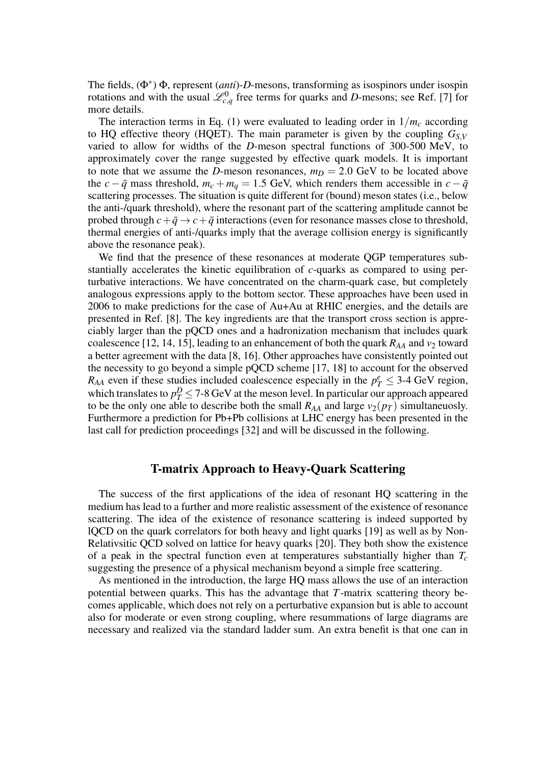The fields, ($\Phi^*$) $\Phi$, represent (*anti*)-*D*-mesons, transforming as isospinors under isospin rotations and with the usual $\mathscr{L}^0_{c,q}$ free terms for quarks and *D*-mesons; see Ref. [7] for more details.

The interaction terms in Eq. (1) were evaluated to leading order in $1/m_c$ according to HQ effective theory (HQET). The main parameter is given by the coupling $G_{S,V}$ varied to allow for widths of the *D*-meson spectral functions of 300-500 MeV, to approximately cover the range suggested by effective quark models. It is important to note that we assume the *D*-meson resonances, $m_D = 2.0$ GeV to be located above the $c-\bar{q}$ mass threshold, $m_c + m_q = 1.5$ GeV, which renders them accessible in $c-\bar{q}$ scattering processes. The situation is quite different for (bound) meson states (i.e., below the anti-/quark threshold), where the resonant part of the scattering amplitude cannot be probed through $c+\bar{q} \rightarrow c+\bar{q}$ interactions (even for resonance masses close to threshold, thermal energies of anti-/quarks imply that the average collision energy is significantly above the resonance peak).

We find that the presence of these resonances at moderate QGP temperatures substantially accelerates the kinetic equilibration of *c*-quarks as compared to using perturbative interactions. We have concentrated on the charm-quark case, but completely analogous expressions apply to the bottom sector. These approaches have been used in 2006 to make predictions for the case of Au+Au at RHIC energies, and the details are presented in Ref. [8]. The key ingredients are that the transport cross section is appreciably larger than the pQCD ones and a hadronization mechanism that includes quark coalescence [12, 14, 15], leading to an enhancement of both the quark $R_{AA}$ and $v_2$ toward a better agreement with the data [8, 16]. Other approaches have consistently pointed out the necessity to go beyond a simple pQCD scheme [17, 18] to account for the observed $R_{AA}$ even if these studies included coalescence especially in the $p_T^e \leq$ 3-4 GeV region, which translates to $p_T^D \leq$ 7-8 GeV at the meson level. In particular our approach appeared to be the only one able to describe both the small $R_{AA}$ and large $v_2(p_T)$ simultaneuosly. Furthermore a prediction for Pb+Pb collisions at LHC energy has been presented in the last call for prediction proceedings [32] and will be discussed in the following.

## T-matrix Approach to Heavy-Quark Scattering

The success of the first applications of the idea of resonant HQ scattering in the medium has lead to a further and more realistic assessment of the existence of resonance scattering. The idea of the existence of resonance scattering is indeed supported by lQCD on the quark correlators for both heavy and light quarks [19] as well as by Non-Relativsitic QCD solved on lattice for heavy quarks [20]. They both show the existence of a peak in the spectral function even at temperatures substantially higher than $T_c$ suggesting the presence of a physical mechanism beyond a simple free scattering.

As mentioned in the introduction, the large HQ mass allows the use of an interaction potential between quarks. This has the advantage that $T$-matrix scattering theory becomes applicable, which does not rely on a perturbative expansion but is able to account also for moderate or even strong coupling, where resummations of large diagrams are necessary and realized via the standard ladder sum. An extra benefit is that one can in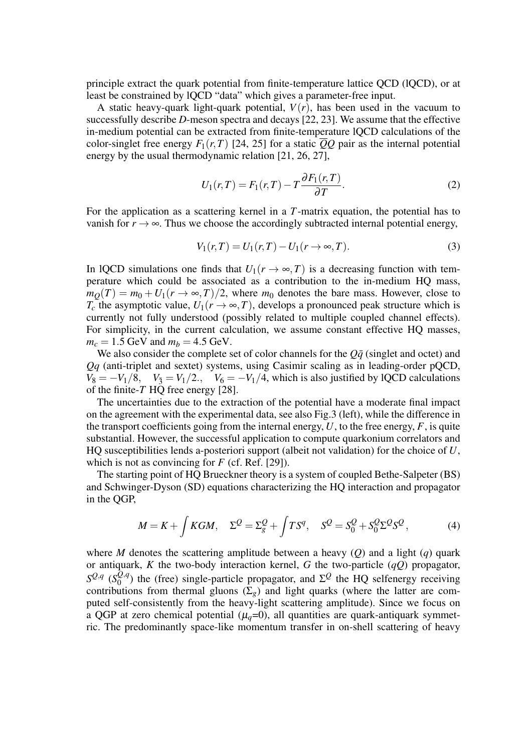principle extract the quark potential from finite-temperature lattice QCD (lQCD), or at least be constrained by lQCD "data" which gives a parameter-free input.

A static heavy-quark light-quark potential, $V(r)$, has been used in the vacuum to successfully describe $D$-meson spectra and decays [22, 23]. We assume that the effective in-medium potential can be extracted from finite-temperature lQCD calculations of the color-singlet free energy $F_1(r,T)$ [24, 25] for a static $\overline{Q}Q$ pair as the internal potential energy by the usual thermodynamic relation [21, 26, 27],

$$U_1(r,T) = F_1(r,T) - T\frac{\partial F_1(r,T)}{\partial T}. \tag{2}$$

For the application as a scattering kernel in a $T$-matrix equation, the potential has to vanish for $r \to \infty$. Thus we choose the accordingly subtracted internal potential energy,

$$V_1(r,T) = U_1(r,T) - U_1(r \to \infty, T). \tag{3}$$

In lQCD simulations one finds that $U_1(r \to \infty, T)$ is a decreasing function with temperature which could be associated as a contribution to the in-medium HQ mass, $m_Q(T) = m_0 + U_1(r \to \infty, T)/2$, where $m_0$ denotes the bare mass. However, close to $T_c$ the asymptotic value, $U_1(r \to \infty, T)$, develops a pronounced peak structure which is currently not fully understood (possibly related to multiple coupled channel effects). For simplicity, in the current calculation, we assume constant effective HQ masses, $m_c = 1.5$ GeV and $m_b = 4.5$ GeV.

We also consider the complete set of color channels for the $Q\bar{q}$ (singlet and octet) and $Qq$ (anti-triplet and sextet) systems, using Casimir scaling as in leading-order pQCD, $V_8 = -V_1/8, \quad V_{\bar{3}} = V_1/2., \quad V_6 = -V_1/4$, which is also justified by lQCD calculations of the finite-$T$ HQ free energy [28].

The uncertainties due to the extraction of the potential have a moderate final impact on the agreement with the experimental data, see also Fig.3 (left), while the difference in the transport coefficients going from the internal energy, $U$, to the free energy, $F$, is quite substantial. However, the successful application to compute quarkonium correlators and HQ susceptibilities lends a-posteriori support (albeit not validation) for the choice of $U$, which is not as convincing for $F$ (cf. Ref. [29]).

The starting point of HQ Brueckner theory is a system of coupled Bethe-Salpeter (BS) and Schwinger-Dyson (SD) equations characterizing the HQ interaction and propagator in the QGP,

$$M = K + \int KGM, \quad \Sigma^Q = \Sigma^Q_g + \int TS^q, \quad S^Q = S^Q_0 + S^Q_0 \Sigma^Q S^Q, \tag{4}$$

where $M$ denotes the scattering amplitude between a heavy ($Q$) and a light ($q$) quark or antiquark, $K$ the two-body interaction kernel, $G$ the two-particle ($qQ$) propagator, $S^{Q,q}$ ($S^{Q,q}_0$) the (free) single-particle propagator, and $\Sigma^Q$ the HQ selfenergy receiving contributions from thermal gluons ($\Sigma_g$) and light quarks (where the latter are computed self-consistently from the heavy-light scattering amplitude). Since we focus on a QGP at zero chemical potential ($\mu_q$=0), all quantities are quark-antiquark symmetric. The predominantly space-like momentum transfer in on-shell scattering of heavy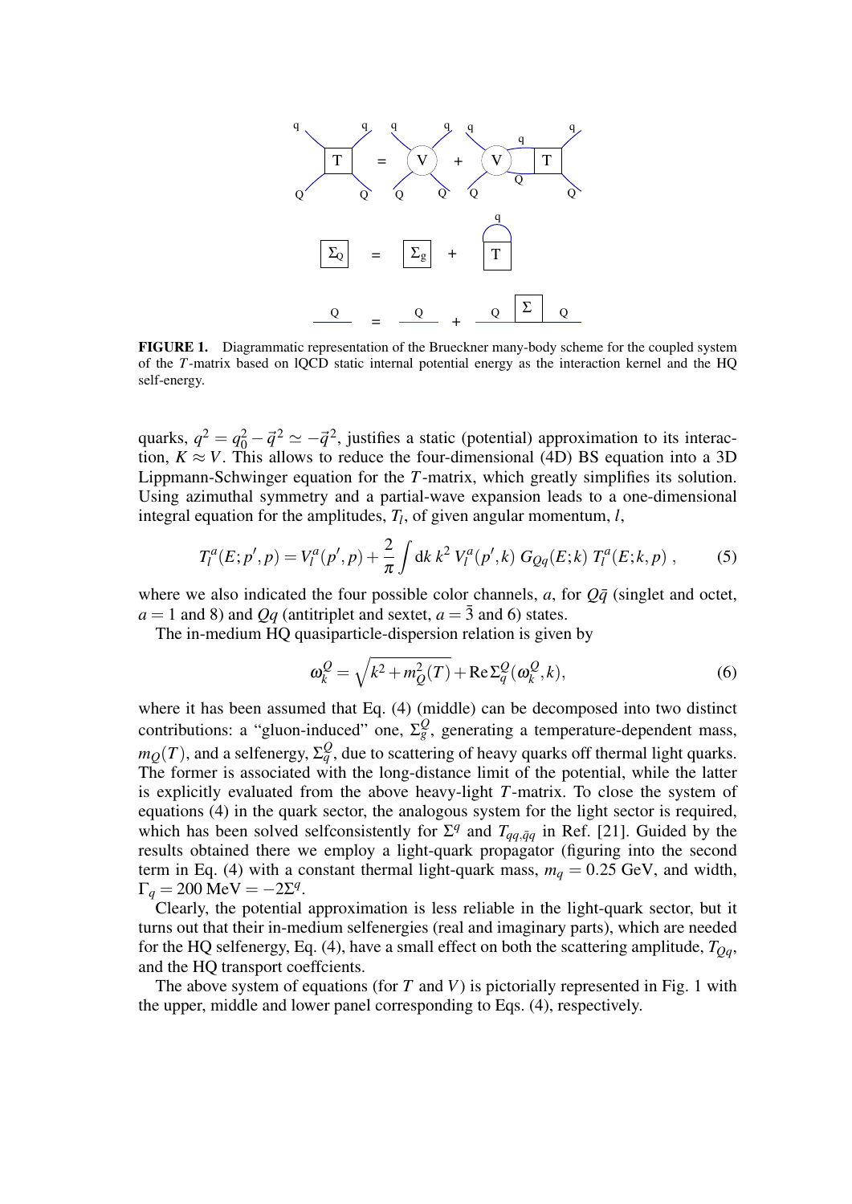**FIGURE 1.** Diagrammatic representation of the Brueckner many-body scheme for the coupled system of the $T$-matrix based on lQCD static internal potential energy as the interaction kernel and the HQ self-energy.

quarks, $q^2 = q_0^2 - \vec{q}^{\,2} \simeq -\vec{q}^{\,2}$, justifies a static (potential) approximation to its interaction, $K \approx V$. This allows to reduce the four-dimensional (4D) BS equation into a 3D Lippmann-Schwinger equation for the $T$-matrix, which greatly simplifies its solution. Using azimuthal symmetry and a partial-wave expansion leads to a one-dimensional integral equation for the amplitudes, $T_l$, of given angular momentum, $l$,

$$T_l^a(E;p',p) = V_l^a(p',p) + \frac{2}{\pi}\int \mathrm{d}k\, k^2\, V_l^a(p',k)\, G_{Qq}(E;k)\, T_l^a(E;k,p)\,, \tag{5}$$

where we also indicated the four possible color channels, $a$, for $Q\bar{q}$ (singlet and octet, $a = 1$ and 8) and $Qq$ (antitriplet and sextet, $a = \bar{3}$ and 6) states.

The in-medium HQ quasiparticle-dispersion relation is given by

$$\omega_k^Q = \sqrt{k^2 + m_Q^2(T)} + \mathrm{Re}\,\Sigma_q^Q(\omega_k^Q, k), \tag{6}$$

where it has been assumed that Eq. (4) (middle) can be decomposed into two distinct contributions: a "gluon-induced" one, $\Sigma_g^Q$, generating a temperature-dependent mass, $m_Q(T)$, and a selfenergy, $\Sigma_q^Q$, due to scattering of heavy quarks off thermal light quarks. The former is associated with the long-distance limit of the potential, while the latter is explicitly evaluated from the above heavy-light $T$-matrix. To close the system of equations (4) in the quark sector, the analogous system for the light sector is required, which has been solved selfconsistently for $\Sigma^q$ and $T_{qq,\bar{q}q}$ in Ref. [21]. Guided by the results obtained there we employ a light-quark propagator (figuring into the second term in Eq. (4) with a constant thermal light-quark mass, $m_q = 0.25$ GeV, and width, $\Gamma_q = 200\text{ MeV} = -2\Sigma^q$.

Clearly, the potential approximation is less reliable in the light-quark sector, but it turns out that their in-medium selfenergies (real and imaginary parts), which are needed for the HQ selfenergy, Eq. (4), have a small effect on both the scattering amplitude, $T_{Qq}$, and the HQ transport coeffcients.

The above system of equations (for $T$ and $V$) is pictorially represented in Fig. 1 with the upper, middle and lower panel corresponding to Eqs. (4), respectively.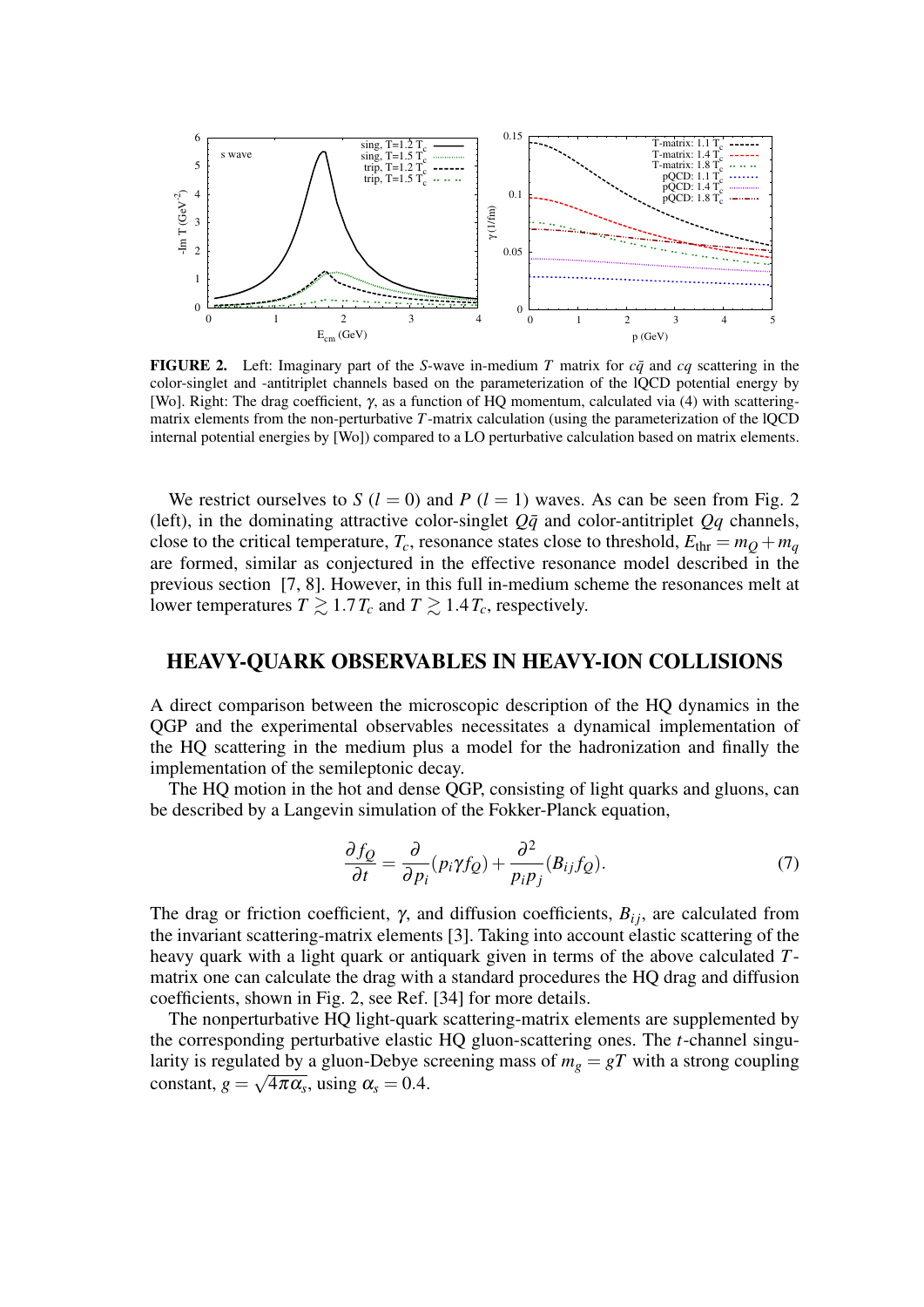**FIGURE 2.** Left: Imaginary part of the $S$-wave in-medium $T$ matrix for $c\bar{q}$ and $cq$ scattering in the color-singlet and -antitriplet channels based on the parameterization of the lQCD potential energy by [Wo]. Right: The drag coefficient, $\gamma$, as a function of HQ momentum, calculated via (4) with scattering-matrix elements from the non-perturbative $T$-matrix calculation (using the parameterization of the lQCD internal potential energies by [Wo]) compared to a LO perturbative calculation based on matrix elements.

We restrict ourselves to $S$ ($l = 0$) and $P$ ($l = 1$) waves. As can be seen from Fig. 2 (left), in the dominating attractive color-singlet $Q\bar{q}$ and color-antitriplet $Qq$ channels, close to the critical temperature, $T_c$, resonance states close to threshold, $E_{\text{thr}} = m_Q + m_q$ are formed, similar as conjectured in the effective resonance model described in the previous section [7, 8]. However, in this full in-medium scheme the resonances melt at lower temperatures $T \gtrsim 1.7\,T_c$ and $T \gtrsim 1.4\,T_c$, respectively.

## HEAVY-QUARK OBSERVABLES IN HEAVY-ION COLLISIONS

A direct comparison between the microscopic description of the HQ dynamics in the QGP and the experimental observables necessitates a dynamical implementation of the HQ scattering in the medium plus a model for the hadronization and finally the implementation of the semileptonic decay.

The HQ motion in the hot and dense QGP, consisting of light quarks and gluons, can be described by a Langevin simulation of the Fokker-Planck equation,

$$\frac{\partial f_Q}{\partial t} = \frac{\partial}{\partial p_i}(p_i \gamma f_Q) + \frac{\partial^2}{p_i p_j}(B_{ij} f_Q). \tag{7}$$

The drag or friction coefficient, $\gamma$, and diffusion coefficients, $B_{ij}$, are calculated from the invariant scattering-matrix elements [3]. Taking into account elastic scattering of the heavy quark with a light quark or antiquark given in terms of the above calculated $T$-matrix one can calculate the drag with a standard procedures the HQ drag and diffusion coefficients, shown in Fig. 2, see Ref. [34] for more details.

The nonperturbative HQ light-quark scattering-matrix elements are supplemented by the corresponding perturbative elastic HQ gluon-scattering ones. The $t$-channel singularity is regulated by a gluon-Debye screening mass of $m_g = gT$ with a strong coupling constant, $g = \sqrt{4\pi\alpha_s}$, using $\alpha_s = 0.4$.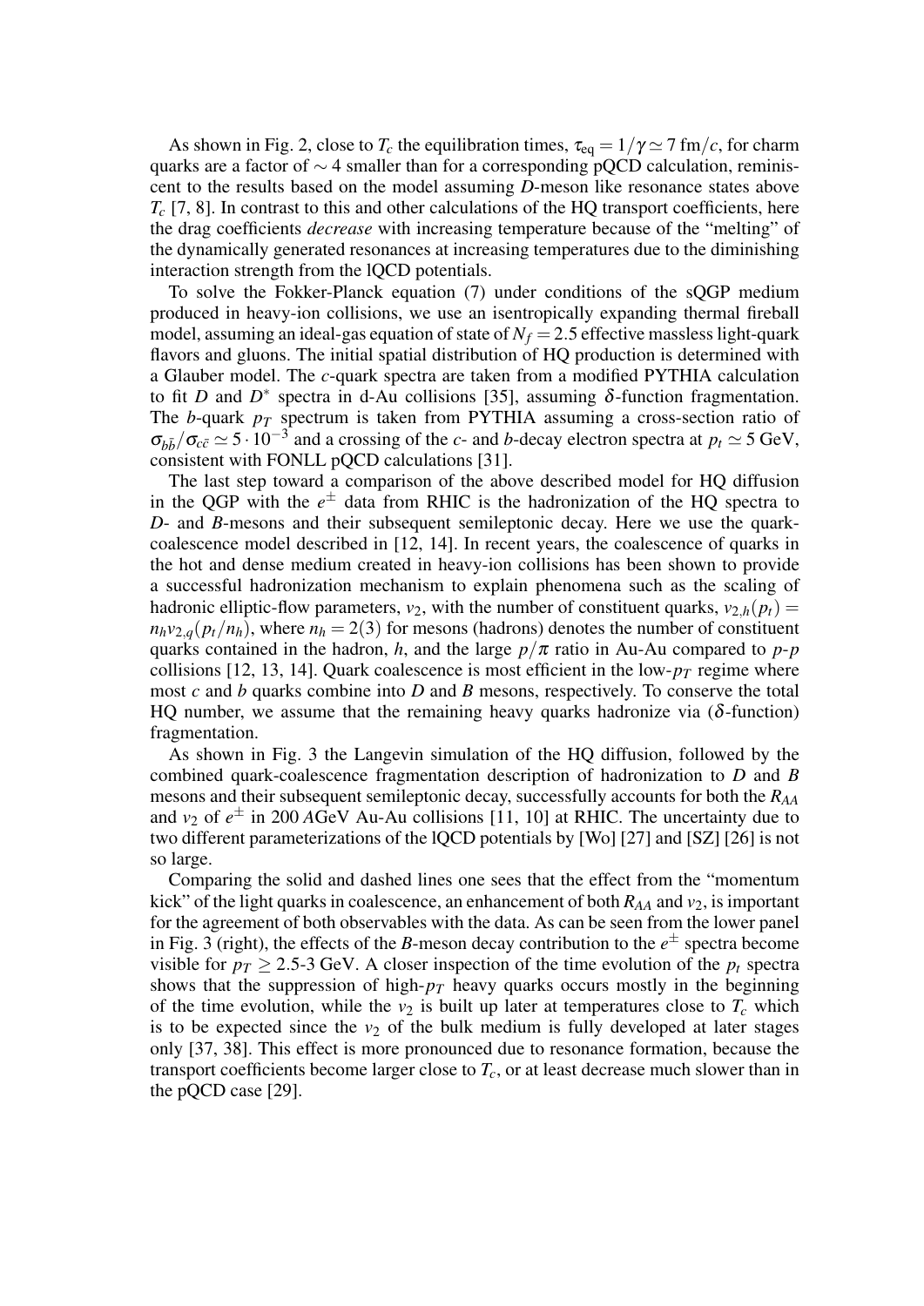As shown in Fig. 2, close to $T_c$ the equilibration times, $\tau_{\text{eq}} = 1/\gamma \simeq 7\,\text{fm}/c$, for charm quarks are a factor of $\sim 4$ smaller than for a corresponding pQCD calculation, reminiscent to the results based on the model assuming $D$-meson like resonance states above $T_c$ [7, 8]. In contrast to this and other calculations of the HQ transport coefficients, here the drag coefficients *decrease* with increasing temperature because of the "melting" of the dynamically generated resonances at increasing temperatures due to the diminishing interaction strength from the lQCD potentials.

To solve the Fokker-Planck equation (7) under conditions of the sQGP medium produced in heavy-ion collisions, we use an isentropically expanding thermal fireball model, assuming an ideal-gas equation of state of $N_f = 2.5$ effective massless light-quark flavors and gluons. The initial spatial distribution of HQ production is determined with a Glauber model. The $c$-quark spectra are taken from a modified PYTHIA calculation to fit $D$ and $D^*$ spectra in d-Au collisions [35], assuming $\delta$-function fragmentation. The $b$-quark $p_T$ spectrum is taken from PYTHIA assuming a cross-section ratio of $\sigma_{b\bar{b}}/\sigma_{c\bar{c}} \simeq 5 \cdot 10^{-3}$ and a crossing of the $c$- and $b$-decay electron spectra at $p_t \simeq 5$ GeV, consistent with FONLL pQCD calculations [31].

The last step toward a comparison of the above described model for HQ diffusion in the QGP with the $e^{\pm}$ data from RHIC is the hadronization of the HQ spectra to $D$- and $B$-mesons and their subsequent semileptonic decay. Here we use the quark-coalescence model described in [12, 14]. In recent years, the coalescence of quarks in the hot and dense medium created in heavy-ion collisions has been shown to provide a successful hadronization mechanism to explain phenomena such as the scaling of hadronic elliptic-flow parameters, $v_2$, with the number of constituent quarks, $v_{2,h}(p_t) = n_h v_{2,q}(p_t/n_h)$, where $n_h = 2(3)$ for mesons (hadrons) denotes the number of constituent quarks contained in the hadron, $h$, and the large $p/\pi$ ratio in Au-Au compared to $p$-$p$ collisions [12, 13, 14]. Quark coalescence is most efficient in the low-$p_T$ regime where most $c$ and $b$ quarks combine into $D$ and $B$ mesons, respectively. To conserve the total HQ number, we assume that the remaining heavy quarks hadronize via ($\delta$-function) fragmentation.

As shown in Fig. 3 the Langevin simulation of the HQ diffusion, followed by the combined quark-coalescence fragmentation description of hadronization to $D$ and $B$ mesons and their subsequent semileptonic decay, successfully accounts for both the $R_{AA}$ and $v_2$ of $e^{\pm}$ in 200 $A$GeV Au-Au collisions [11, 10] at RHIC. The uncertainty due to two different parameterizations of the lQCD potentials by [Wo] [27] and [SZ] [26] is not so large.

Comparing the solid and dashed lines one sees that the effect from the "momentum kick" of the light quarks in coalescence, an enhancement of both $R_{AA}$ and $v_2$, is important for the agreement of both observables with the data. As can be seen from the lower panel in Fig. 3 (right), the effects of the $B$-meson decay contribution to the $e^{\pm}$ spectra become visible for $p_T \geq 2.5$-3 GeV. A closer inspection of the time evolution of the $p_t$ spectra shows that the suppression of high-$p_T$ heavy quarks occurs mostly in the beginning of the time evolution, while the $v_2$ is built up later at temperatures close to $T_c$ which is to be expected since the $v_2$ of the bulk medium is fully developed at later stages only [37, 38]. This effect is more pronounced due to resonance formation, because the transport coefficients become larger close to $T_c$, or at least decrease much slower than in the pQCD case [29].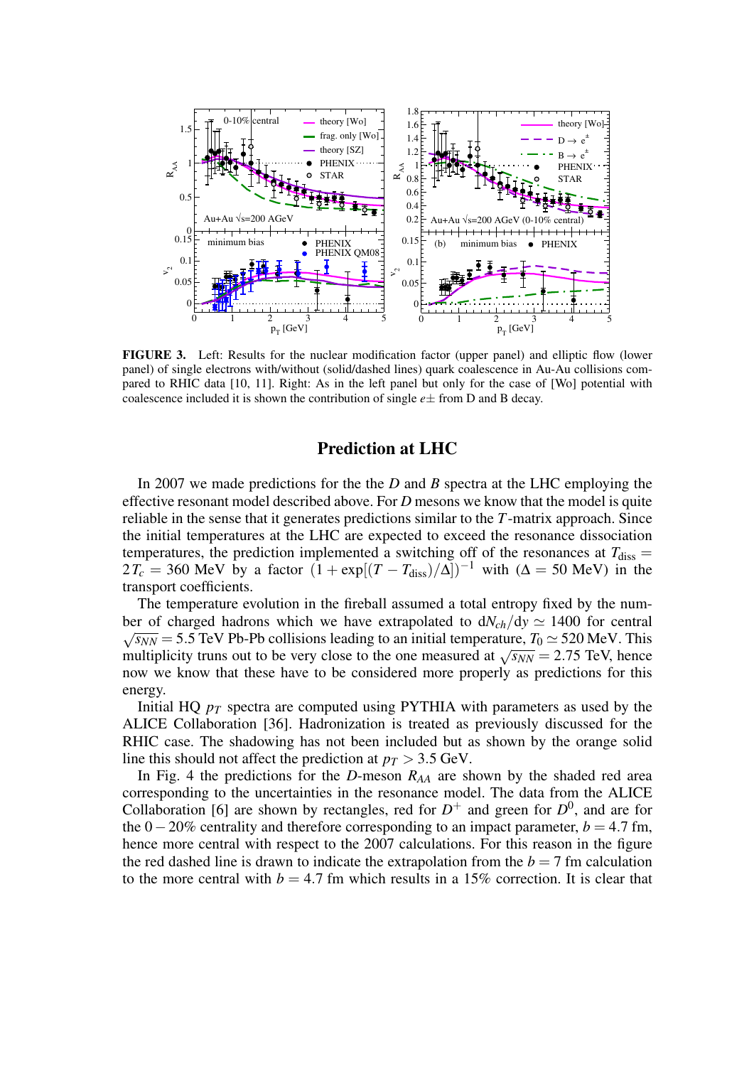**FIGURE 3.** Left: Results for the nuclear modification factor (upper panel) and elliptic flow (lower panel) of single electrons with/without (solid/dashed lines) quark coalescence in Au-Au collisions compared to RHIC data [10, 11]. Right: As in the left panel but only for the case of [Wo] potential with coalescence included it is shown the contribution of single $e\pm$ from D and B decay.

## Prediction at LHC

In 2007 we made predictions for the the $D$ and $B$ spectra at the LHC employing the effective resonant model described above. For $D$ mesons we know that the model is quite reliable in the sense that it generates predictions similar to the $T$-matrix approach. Since the initial temperatures at the LHC are expected to exceed the resonance dissociation temperatures, the prediction implemented a switching off of the resonances at $T_{\rm diss} = 2\,T_c = 360$ MeV by a factor $(1+\exp[(T-T_{\rm diss})/\Delta])^{-1}$ with $(\Delta = 50$ MeV) in the transport coefficients.

The temperature evolution in the fireball assumed a total entropy fixed by the number of charged hadrons which we have extrapolated to $dN_{ch}/dy \simeq 1400$ for central $\sqrt{s_{NN}} = 5.5$ TeV Pb-Pb collisions leading to an initial temperature, $T_0 \simeq 520$ MeV. This multiplicity truns out to be very close to the one measured at $\sqrt{s_{NN}} = 2.75$ TeV, hence now we know that these have to be considered more properly as predictions for this energy.

Initial HQ $p_T$ spectra are computed using PYTHIA with parameters as used by the ALICE Collaboration [36]. Hadronization is treated as previously discussed for the RHIC case. The shadowing has not been included but as shown by the orange solid line this should not affect the prediction at $p_T > 3.5$ GeV.

In Fig. 4 the predictions for the $D$-meson $R_{AA}$ are shown by the shaded red area corresponding to the uncertainties in the resonance model. The data from the ALICE Collaboration [6] are shown by rectangles, red for $D^+$ and green for $D^0$, and are for the $0-20\%$ centrality and therefore corresponding to an impact parameter, $b = 4.7$ fm, hence more central with respect to the 2007 calculations. For this reason in the figure the red dashed line is drawn to indicate the extrapolation from the $b = 7$ fm calculation to the more central with $b = 4.7$ fm which results in a 15% correction. It is clear that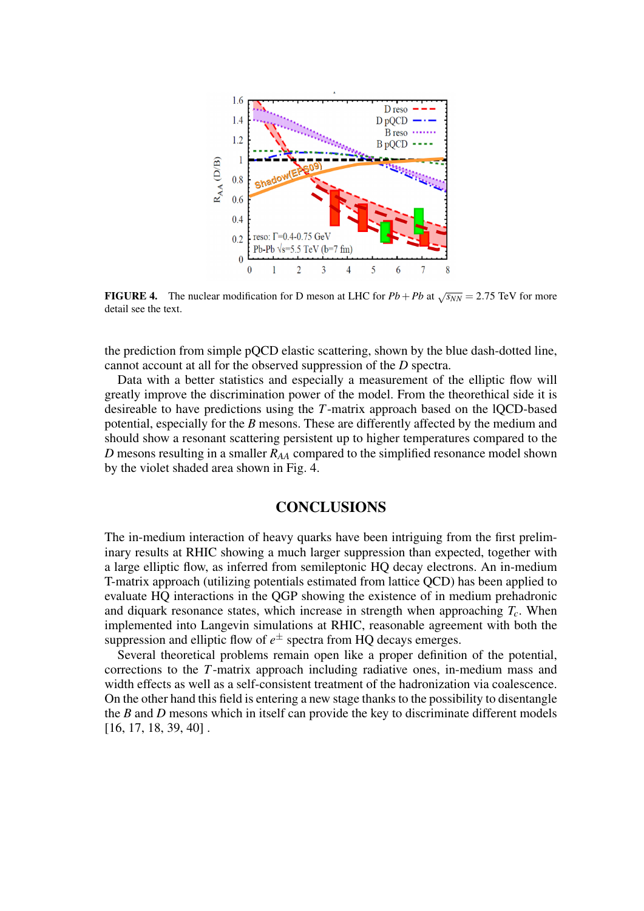**FIGURE 4.** The nuclear modification for D meson at LHC for $Pb+Pb$ at $\sqrt{s_{NN}} = 2.75$ TeV for more detail see the text.

the prediction from simple pQCD elastic scattering, shown by the blue dash-dotted line, cannot account at all for the observed suppression of the $D$ spectra.

Data with a better statistics and especially a measurement of the elliptic flow will greatly improve the discrimination power of the model. From the theorethical side it is desireable to have predictions using the $T$-matrix approach based on the lQCD-based potential, especially for the $B$ mesons. These are differently affected by the medium and should show a resonant scattering persistent up to higher temperatures compared to the $D$ mesons resulting in a smaller $R_{AA}$ compared to the simplified resonance model shown by the violet shaded area shown in Fig. 4.

## CONCLUSIONS

The in-medium interaction of heavy quarks have been intriguing from the first preliminary results at RHIC showing a much larger suppression than expected, together with a large elliptic flow, as inferred from semileptonic HQ decay electrons. An in-medium T-matrix approach (utilizing potentials estimated from lattice QCD) has been applied to evaluate HQ interactions in the QGP showing the existence of in medium prehadronic and diquark resonance states, which increase in strength when approaching $T_c$. When implemented into Langevin simulations at RHIC, reasonable agreement with both the suppression and elliptic flow of $e^{\pm}$ spectra from HQ decays emerges.

Several theoretical problems remain open like a proper definition of the potential, corrections to the $T$-matrix approach including radiative ones, in-medium mass and width effects as well as a self-consistent treatment of the hadronization via coalescence. On the other hand this field is entering a new stage thanks to the possibility to disentangle the $B$ and $D$ mesons which in itself can provide the key to discriminate different models [16, 17, 18, 39, 40] .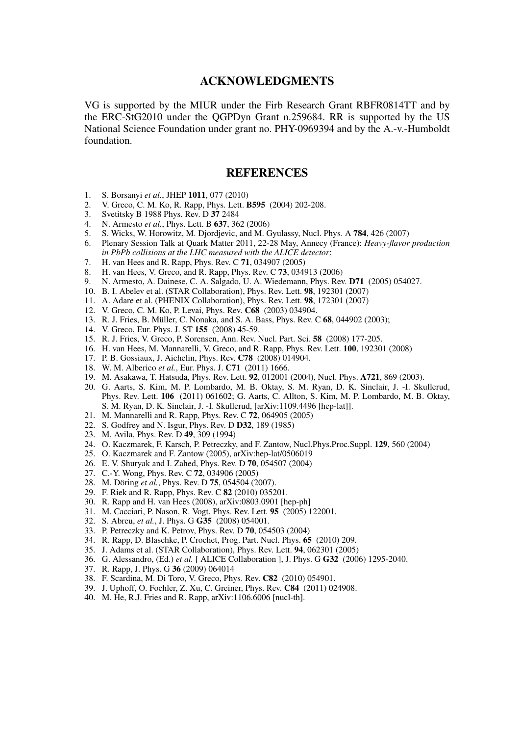## ACKNOWLEDGMENTS

VG is supported by the MIUR under the Firb Research Grant RBFR0814TT and by the ERC-StG2010 under the QGPDyn Grant n.259684. RR is supported by the US National Science Foundation under grant no. PHY-0969394 and by the A.-v.-Humboldt foundation.

## REFERENCES

1. S. Borsanyi *et al.*, JHEP **1011**, 077 (2010)
2. V. Greco, C. M. Ko, R. Rapp, Phys. Lett. **B595** (2004) 202-208.
3. Svetitsky B 1988 Phys. Rev. D **37** 2484
4. N. Armesto *et al.*, Phys. Lett. B **637**, 362 (2006)
5. S. Wicks, W. Horowitz, M. Djordjevic, and M. Gyulassy, Nucl. Phys. A **784**, 426 (2007)
6. Plenary Session Talk at Quark Matter 2011, 22-28 May, Annecy (France): *Heavy-flavor production in PbPb collisions at the LHC measured with the ALICE detector*;
7. H. van Hees and R. Rapp, Phys. Rev. C **71**, 034907 (2005)
8. H. van Hees, V. Greco, and R. Rapp, Phys. Rev. C **73**, 034913 (2006)
9. N. Armesto, A. Dainese, C. A. Salgado, U. A. Wiedemann, Phys. Rev. **D71** (2005) 054027.
10. B. I. Abelev et al. (STAR Collaboration), Phys. Rev. Lett. **98**, 192301 (2007)
11. A. Adare et al. (PHENIX Collaboration), Phys. Rev. Lett. **98**, 172301 (2007)
12. V. Greco, C. M. Ko, P. Levai, Phys. Rev. **C68** (2003) 034904.
13. R. J. Fries, B. Müller, C. Nonaka, and S. A. Bass, Phys. Rev. C **68**, 044902 (2003);
14. V. Greco, Eur. Phys. J. ST **155** (2008) 45-59.
15. R. J. Fries, V. Greco, P. Sorensen, Ann. Rev. Nucl. Part. Sci. **58** (2008) 177-205.
16. H. van Hees, M. Mannarelli, V. Greco, and R. Rapp, Phys. Rev. Lett. **100**, 192301 (2008)
17. P. B. Gossiaux, J. Aichelin, Phys. Rev. **C78** (2008) 014904.
18. W. M. Alberico *et al.*, Eur. Phys. J. **C71** (2011) 1666.
19. M. Asakawa, T. Hatsuda, Phys. Rev. Lett. **92**, 012001 (2004), Nucl. Phys. **A721**, 869 (2003).
20. G. Aarts, S. Kim, M. P. Lombardo, M. B. Oktay, S. M. Ryan, D. K. Sinclair, J. -I. Skullerud, Phys. Rev. Lett. **106** (2011) 061602; G. Aarts, C. Allton, S. Kim, M. P. Lombardo, M. B. Oktay, S. M. Ryan, D. K. Sinclair, J. -I. Skullerud, [arXiv:1109.4496 [hep-lat]].
21. M. Mannarelli and R. Rapp, Phys. Rev. C **72**, 064905 (2005)
22. S. Godfrey and N. Isgur, Phys. Rev. D **D32**, 189 (1985)
23. M. Avila, Phys. Rev. D **49**, 309 (1994)
24. O. Kaczmarek, F. Karsch, P. Petreczky, and F. Zantow, Nucl.Phys.Proc.Suppl. **129**, 560 (2004)
25. O. Kaczmarek and F. Zantow (2005), arXiv:hep-lat/0506019
26. E. V. Shuryak and I. Zahed, Phys. Rev. D **70**, 054507 (2004)
27. C.-Y. Wong, Phys. Rev. C **72**, 034906 (2005)
28. M. Döring *et al.*, Phys. Rev. D **75**, 054504 (2007).
29. F. Riek and R. Rapp, Phys. Rev. C **82** (2010) 035201.
30. R. Rapp and H. van Hees (2008), arXiv:0803.0901 [hep-ph]
31. M. Cacciari, P. Nason, R. Vogt, Phys. Rev. Lett. **95** (2005) 122001.
32. S. Abreu, *et al.*, J. Phys. G **G35** (2008) 054001.
33. P. Petreczky and K. Petrov, Phys. Rev. D **70**, 054503 (2004)
34. R. Rapp, D. Blaschke, P. Crochet, Prog. Part. Nucl. Phys. **65** (2010) 209.
35. J. Adams et al. (STAR Collaboration), Phys. Rev. Lett. **94**, 062301 (2005)
36. G. Alessandro, (Ed.) *et al.* [ ALICE Collaboration ], J. Phys. G **G32** (2006) 1295-2040.
37. R. Rapp, J. Phys. G **36** (2009) 064014
38. F. Scardina, M. Di Toro, V. Greco, Phys. Rev. **C82** (2010) 054901.
39. J. Uphoff, O. Fochler, Z. Xu, C. Greiner, Phys. Rev. **C84** (2011) 024908.
40. M. He, R.J. Fries and R. Rapp, arXiv:1106.6006 [nucl-th].